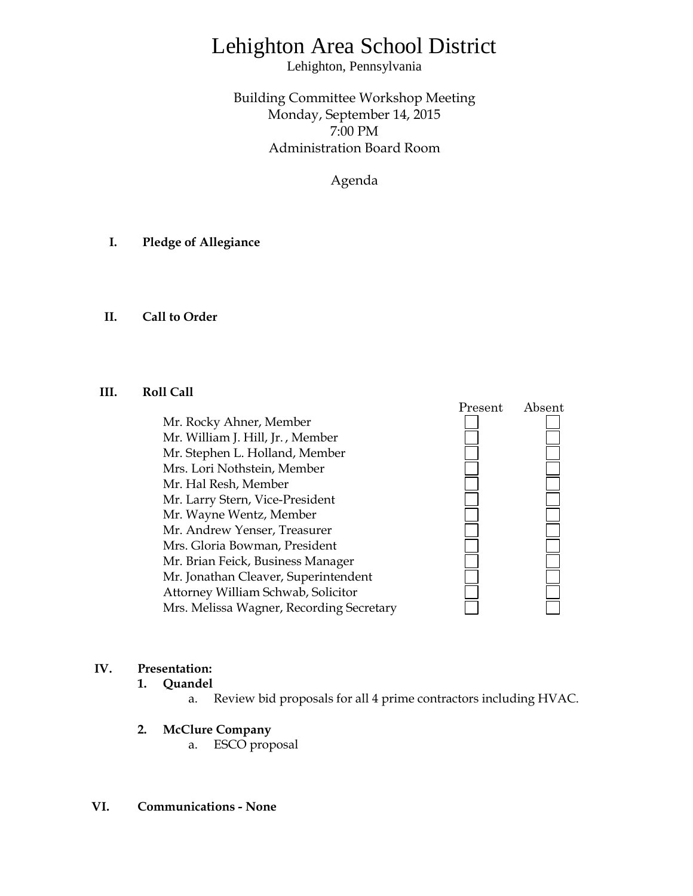# Lehighton Area School District

Lehighton, Pennsylvania

Building Committee Workshop Meeting
Monday, September 14, 2015
7:00 PM
Administration Board Room

Agenda

**I. Pledge of Allegiance**

**II. Call to Order**

**III. Roll Call**

| | Present | Absent |
|---|---|---|
| Mr. Rocky Ahner, Member | ☐ | ☐ |
| Mr. William J. Hill, Jr. , Member | ☐ | ☐ |
| Mr. Stephen L. Holland, Member | ☐ | ☐ |
| Mrs. Lori Nothstein, Member | ☐ | ☐ |
| Mr. Hal Resh, Member | ☐ | ☐ |
| Mr. Larry Stern, Vice-President | ☐ | ☐ |
| Mr. Wayne Wentz, Member | ☐ | ☐ |
| Mr. Andrew Yenser, Treasurer | ☐ | ☐ |
| Mrs. Gloria Bowman, President | ☐ | ☐ |
| Mr. Brian Feick, Business Manager | ☐ | ☐ |
| Mr. Jonathan Cleaver, Superintendent | ☐ | ☐ |
| Attorney William Schwab, Solicitor | ☐ | ☐ |
| Mrs. Melissa Wagner, Recording Secretary | ☐ | ☐ |

**IV. Presentation:**

1. **Quandel**
   a. Review bid proposals for all 4 prime contractors including HVAC.

2. **McClure Company**
   a. ESCO proposal

**VI. Communications - None**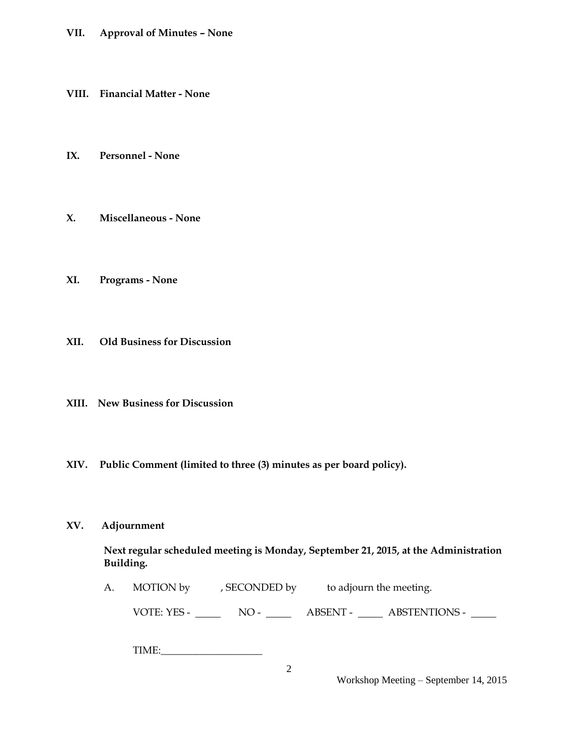**VII. Approval of Minutes – None**

**VIII. Financial Matter - None**

**IX. Personnel - None**

**X. Miscellaneous - None**

**XI. Programs - None**

**XII. Old Business for Discussion**

**XIII. New Business for Discussion**

**XIV. Public Comment (limited to three (3) minutes as per board policy).**

**XV. Adjournment**

**Next regular scheduled meeting is Monday, September 21, 2015, at the Administration Building.**

A. MOTION by , SECONDED by to adjourn the meeting.

VOTE: YES - _____ NO - _____ ABSENT - _____ ABSTENTIONS - _____

TIME:____________________